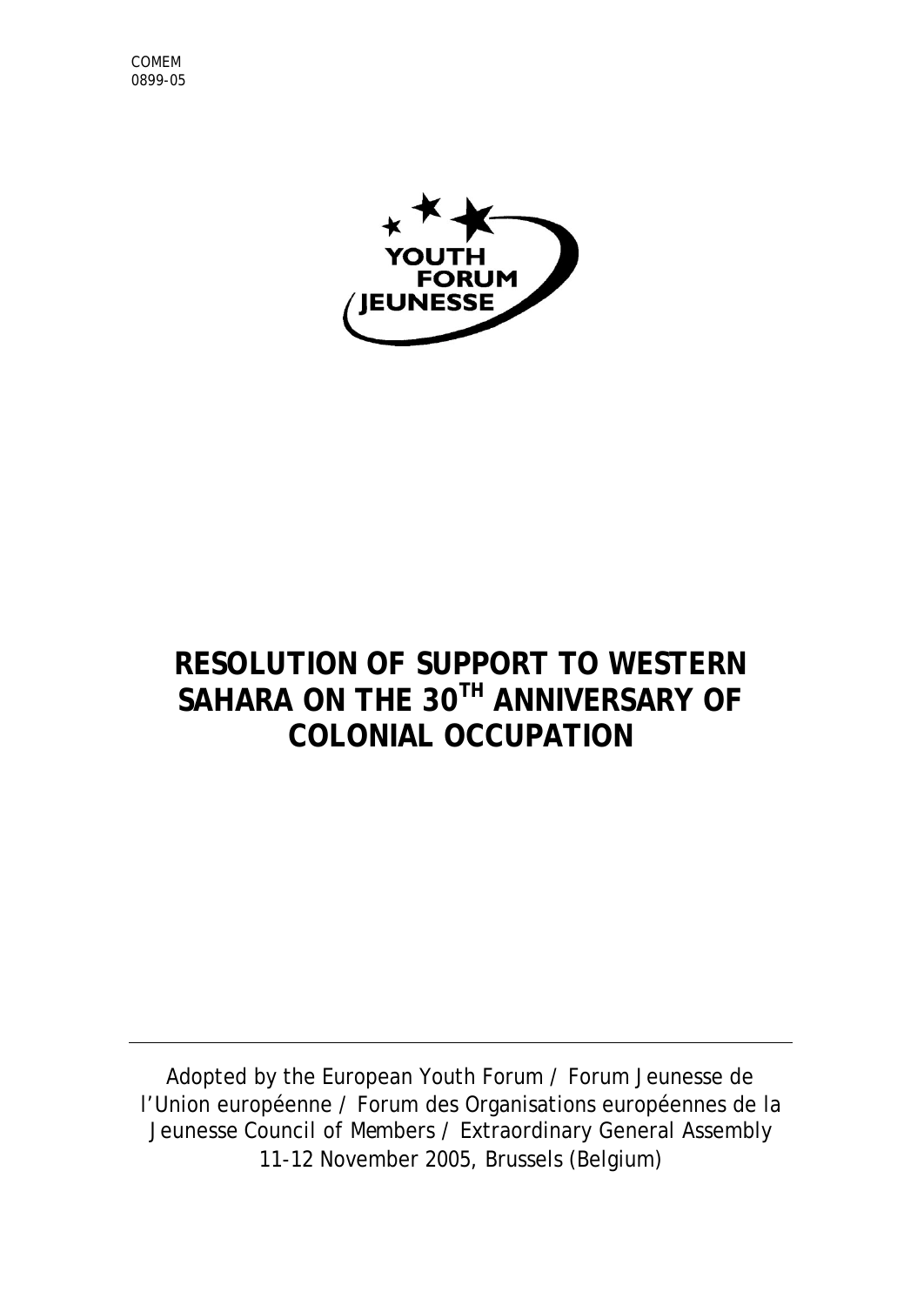COMEM
0899-05

# RESOLUTION OF SUPPORT TO WESTERN SAHARA ON THE 30TH ANNIVERSARY OF COLONIAL OCCUPATION

Adopted by the European Youth Forum / Forum Jeunesse de l'Union européenne / Forum des Organisations européennes de la Jeunesse Council of Members / Extraordinary General Assembly 11-12 November 2005, Brussels (Belgium)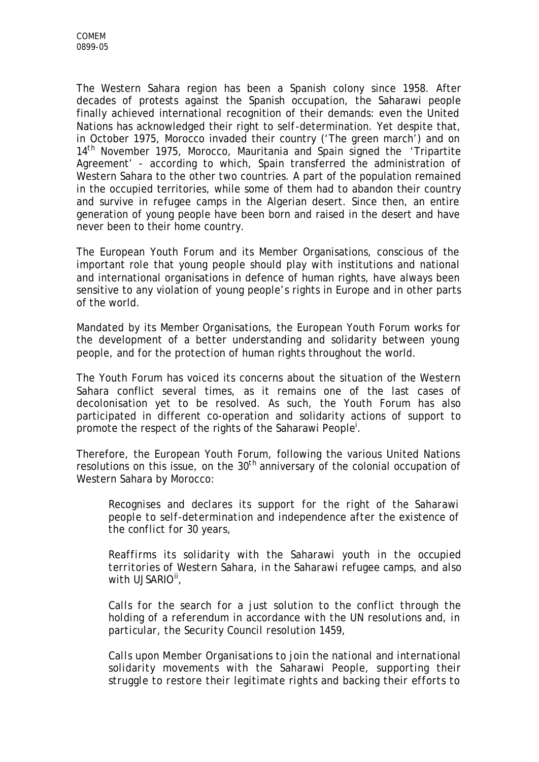The Western Sahara region has been a Spanish colony since 1958. After decades of protests against the Spanish occupation, the Saharawi people finally achieved international recognition of their demands: even the United Nations has acknowledged their right to self-determination. Yet despite that, in October 1975, Morocco invaded their country ('The green march') and on 14th November 1975, Morocco, Mauritania and Spain signed the 'Tripartite Agreement' - according to which, Spain transferred the administration of Western Sahara to the other two countries. A part of the population remained in the occupied territories, while some of them had to abandon their country and survive in refugee camps in the Algerian desert. Since then, an entire generation of young people have been born and raised in the desert and have never been to their home country.

The European Youth Forum and its Member Organisations, conscious of the important role that young people should play with institutions and national and international organisations in defence of human rights, have always been sensitive to any violation of young people's rights in Europe and in other parts of the world.

Mandated by its Member Organisations, the European Youth Forum works for the development of a better understanding and solidarity between young people, and for the protection of human rights throughout the world.

The Youth Forum has voiced its concerns about the situation of the Western Sahara conflict several times, as it remains one of the last cases of decolonisation yet to be resolved. As such, the Youth Forum has also participated in different co-operation and solidarity actions of support to promote the respect of the rights of the Saharawi People[i].

Therefore, the European Youth Forum, following the various United Nations resolutions on this issue, on the 30th anniversary of the colonial occupation of Western Sahara by Morocco:

> *Recognises and declares its support for the right of the Saharawi people to self-determination and independence after the existence of the conflict for 30 years,*
>
> *Reaffirms its solidarity with the Saharawi youth in the occupied territories of Western Sahara, in the Saharawi refugee camps, and also with UJSARIO[ii],*
>
> *Calls for the search for a just solution to the conflict through the holding of a referendum in accordance with the UN resolutions and, in particular, the Security Council resolution 1459,*
>
> *Calls upon Member Organisations to join the national and international solidarity movements with the Saharawi People, supporting their struggle to restore their legitimate rights and backing their efforts to*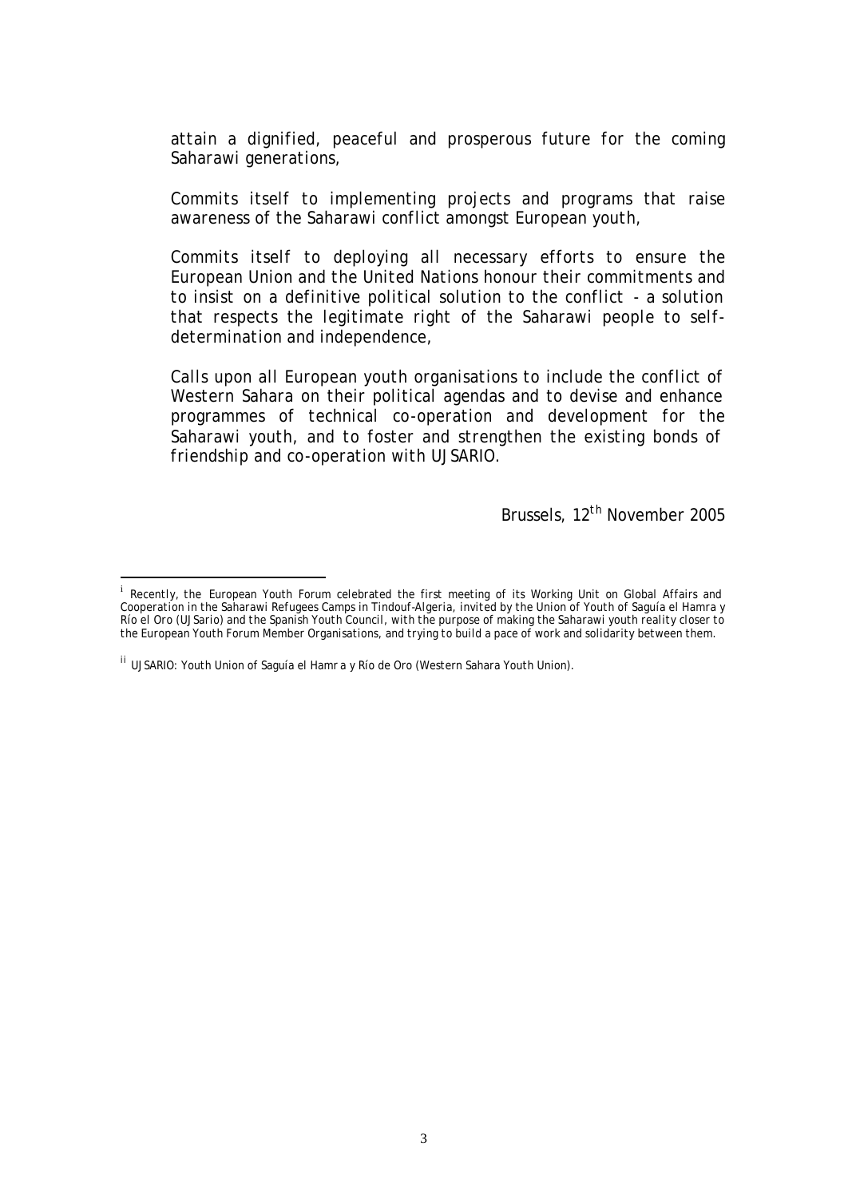attain a dignified, peaceful and prosperous future for the coming Saharawi generations,

Commits itself to implementing projects and programs that raise awareness of the Saharawi conflict amongst European youth,

Commits itself to deploying all necessary efforts to ensure the European Union and the United Nations honour their commitments and to insist on a definitive political solution to the conflict - a solution that respects the legitimate right of the Saharawi people to self-determination and independence,

Calls upon all European youth organisations to include the conflict of Western Sahara on their political agendas and to devise and enhance programmes of technical co-operation and development for the Saharawi youth, and to foster and strengthen the existing bonds of friendship and co-operation with UJSARIO.

Brussels, 12th November 2005

---

[i] Recently, the European Youth Forum celebrated the first meeting of its Working Unit on Global Affairs and Cooperation in the Saharawi Refugees Camps in Tindouf-Algeria, invited by the Union of Youth of Saguía el Hamra y Río el Oro (UJSario) and the Spanish Youth Council, with the purpose of making the Saharawi youth reality closer to the European Youth Forum Member Organisations, and trying to build a pace of work and solidarity between them.

[ii] UJSARIO: Youth Union of Saguía el Hamr a y Río de Oro (Western Sahara Youth Union).